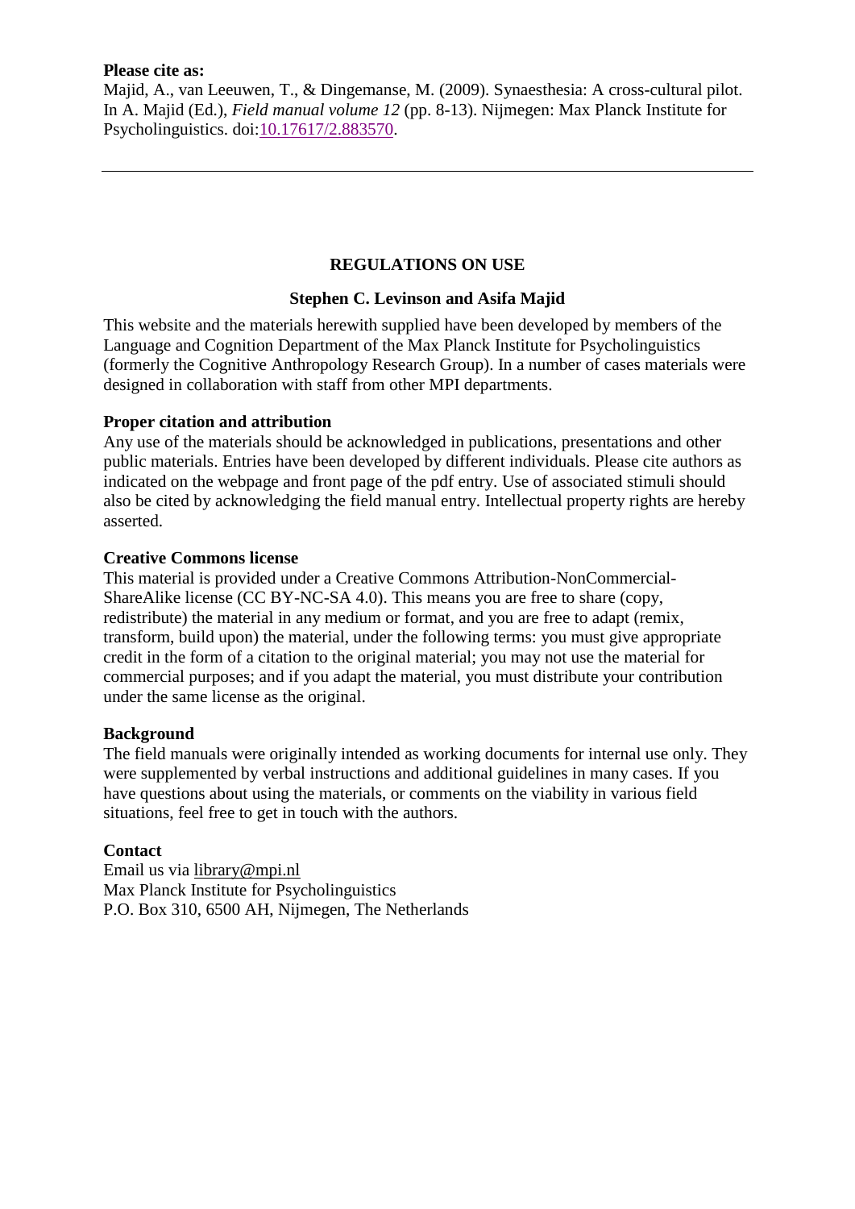**Please cite as:**

Majid, A., van Leeuwen, T., & Dingemanse, M. (2009). Synaesthesia: A cross-cultural pilot. In A. Majid (Ed.), *Field manual volume 12* (pp. 8-13). Nijmegen: Max Planck Institute for Psycholinguistics. doi:10.17617/2.883570.

---

## REGULATIONS ON USE

**Stephen C. Levinson and Asifa Majid**

This website and the materials herewith supplied have been developed by members of the Language and Cognition Department of the Max Planck Institute for Psycholinguistics (formerly the Cognitive Anthropology Research Group). In a number of cases materials were designed in collaboration with staff from other MPI departments.

**Proper citation and attribution**

Any use of the materials should be acknowledged in publications, presentations and other public materials. Entries have been developed by different individuals. Please cite authors as indicated on the webpage and front page of the pdf entry. Use of associated stimuli should also be cited by acknowledging the field manual entry. Intellectual property rights are hereby asserted.

**Creative Commons license**

This material is provided under a Creative Commons Attribution-NonCommercial-ShareAlike license (CC BY-NC-SA 4.0). This means you are free to share (copy, redistribute) the material in any medium or format, and you are free to adapt (remix, transform, build upon) the material, under the following terms: you must give appropriate credit in the form of a citation to the original material; you may not use the material for commercial purposes; and if you adapt the material, you must distribute your contribution under the same license as the original.

**Background**

The field manuals were originally intended as working documents for internal use only. They were supplemented by verbal instructions and additional guidelines in many cases. If you have questions about using the materials, or comments on the viability in various field situations, feel free to get in touch with the authors.

**Contact**

Email us via library@mpi.nl
Max Planck Institute for Psycholinguistics
P.O. Box 310, 6500 AH, Nijmegen, The Netherlands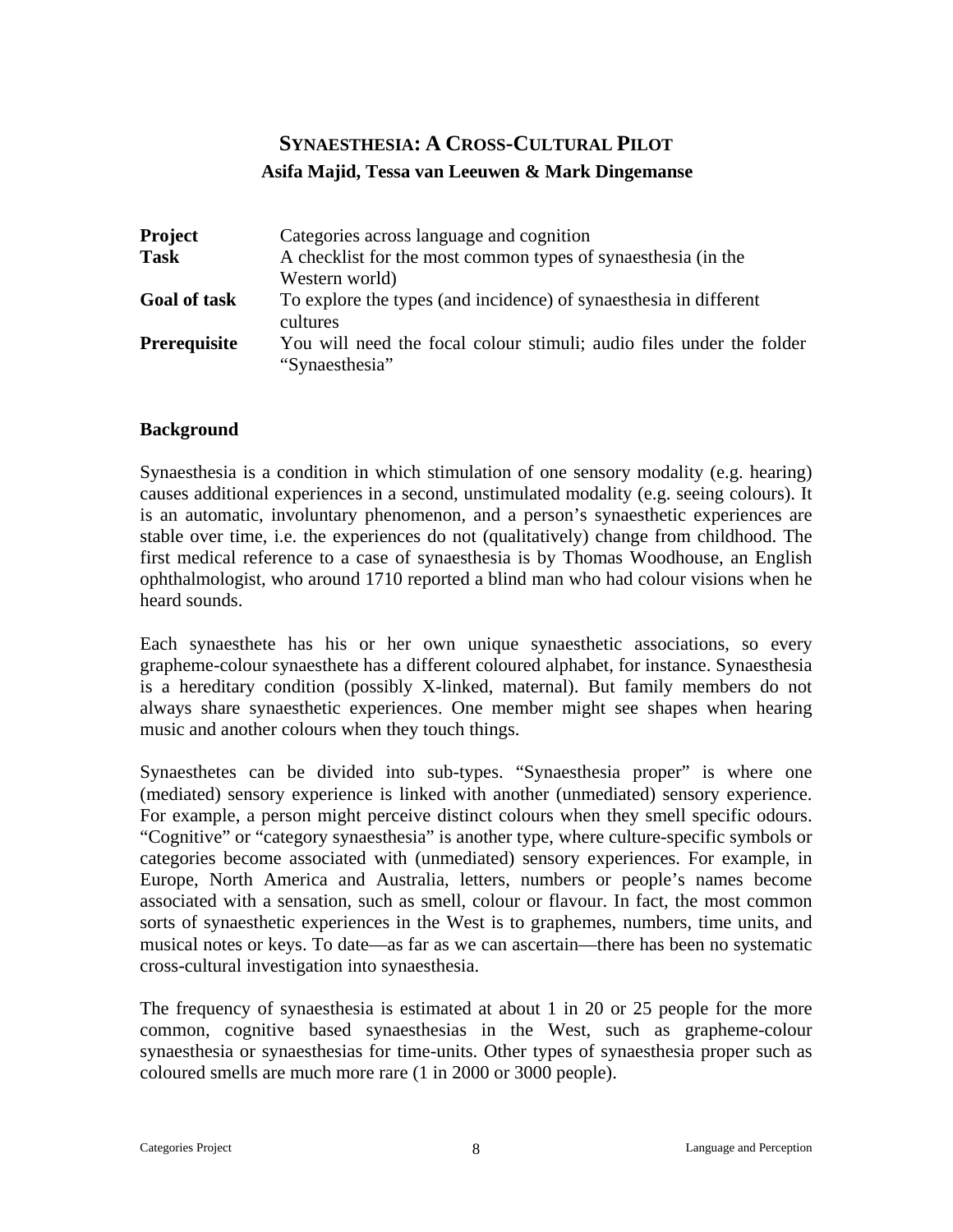# SYNAESTHESIA: A CROSS-CULTURAL PILOT

**Asifa Majid, Tessa van Leeuwen & Mark Dingemanse**

| | |
|---|---|
| **Project** | Categories across language and cognition |
| **Task** | A checklist for the most common types of synaesthesia (in the Western world) |
| **Goal of task** | To explore the types (and incidence) of synaesthesia in different cultures |
| **Prerequisite** | You will need the focal colour stimuli; audio files under the folder "Synaesthesia" |

## Background

Synaesthesia is a condition in which stimulation of one sensory modality (e.g. hearing) causes additional experiences in a second, unstimulated modality (e.g. seeing colours). It is an automatic, involuntary phenomenon, and a person's synaesthetic experiences are stable over time, i.e. the experiences do not (qualitatively) change from childhood. The first medical reference to a case of synaesthesia is by Thomas Woodhouse, an English ophthalmologist, who around 1710 reported a blind man who had colour visions when he heard sounds.

Each synaesthete has his or her own unique synaesthetic associations, so every grapheme-colour synaesthete has a different coloured alphabet, for instance. Synaesthesia is a hereditary condition (possibly X-linked, maternal). But family members do not always share synaesthetic experiences. One member might see shapes when hearing music and another colours when they touch things.

Synaesthetes can be divided into sub-types. "Synaesthesia proper" is where one (mediated) sensory experience is linked with another (unmediated) sensory experience. For example, a person might perceive distinct colours when they smell specific odours. "Cognitive" or "category synaesthesia" is another type, where culture-specific symbols or categories become associated with (unmediated) sensory experiences. For example, in Europe, North America and Australia, letters, numbers or people's names become associated with a sensation, such as smell, colour or flavour. In fact, the most common sorts of synaesthetic experiences in the West is to graphemes, numbers, time units, and musical notes or keys. To date—as far as we can ascertain—there has been no systematic cross-cultural investigation into synaesthesia.

The frequency of synaesthesia is estimated at about 1 in 20 or 25 people for the more common, cognitive based synaesthesias in the West, such as grapheme-colour synaesthesia or synaesthesias for time-units. Other types of synaesthesia proper such as coloured smells are much more rare (1 in 2000 or 3000 people).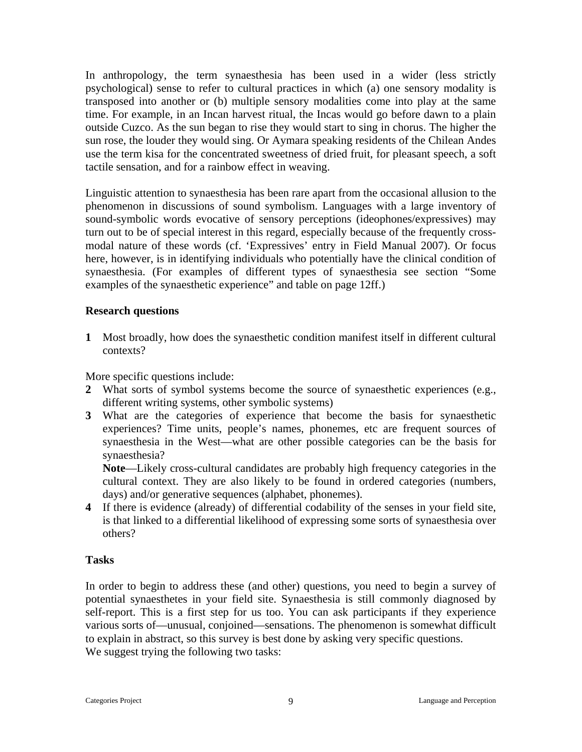In anthropology, the term synaesthesia has been used in a wider (less strictly psychological) sense to refer to cultural practices in which (a) one sensory modality is transposed into another or (b) multiple sensory modalities come into play at the same time. For example, in an Incan harvest ritual, the Incas would go before dawn to a plain outside Cuzco. As the sun began to rise they would start to sing in chorus. The higher the sun rose, the louder they would sing. Or Aymara speaking residents of the Chilean Andes use the term kisa for the concentrated sweetness of dried fruit, for pleasant speech, a soft tactile sensation, and for a rainbow effect in weaving.

Linguistic attention to synaesthesia has been rare apart from the occasional allusion to the phenomenon in discussions of sound symbolism. Languages with a large inventory of sound-symbolic words evocative of sensory perceptions (ideophones/expressives) may turn out to be of special interest in this regard, especially because of the frequently cross-modal nature of these words (cf. 'Expressives' entry in Field Manual 2007). Or focus here, however, is in identifying individuals who potentially have the clinical condition of synaesthesia. (For examples of different types of synaesthesia see section "Some examples of the synaesthetic experience" and table on page 12ff.)

### Research questions

**1** Most broadly, how does the synaesthetic condition manifest itself in different cultural contexts?

More specific questions include:

**2** What sorts of symbol systems become the source of synaesthetic experiences (e.g., different writing systems, other symbolic systems)

**3** What are the categories of experience that become the basis for synaesthetic experiences? Time units, people's names, phonemes, etc are frequent sources of synaesthesia in the West—what are other possible categories can be the basis for synaesthesia?
**Note**—Likely cross-cultural candidates are probably high frequency categories in the cultural context. They are also likely to be found in ordered categories (numbers, days) and/or generative sequences (alphabet, phonemes).

**4** If there is evidence (already) of differential codability of the senses in your field site, is that linked to a differential likelihood of expressing some sorts of synaesthesia over others?

### Tasks

In order to begin to address these (and other) questions, you need to begin a survey of potential synaesthetes in your field site. Synaesthesia is still commonly diagnosed by self-report. This is a first step for us too. You can ask participants if they experience various sorts of—unusual, conjoined—sensations. The phenomenon is somewhat difficult to explain in abstract, so this survey is best done by asking very specific questions.
We suggest trying the following two tasks: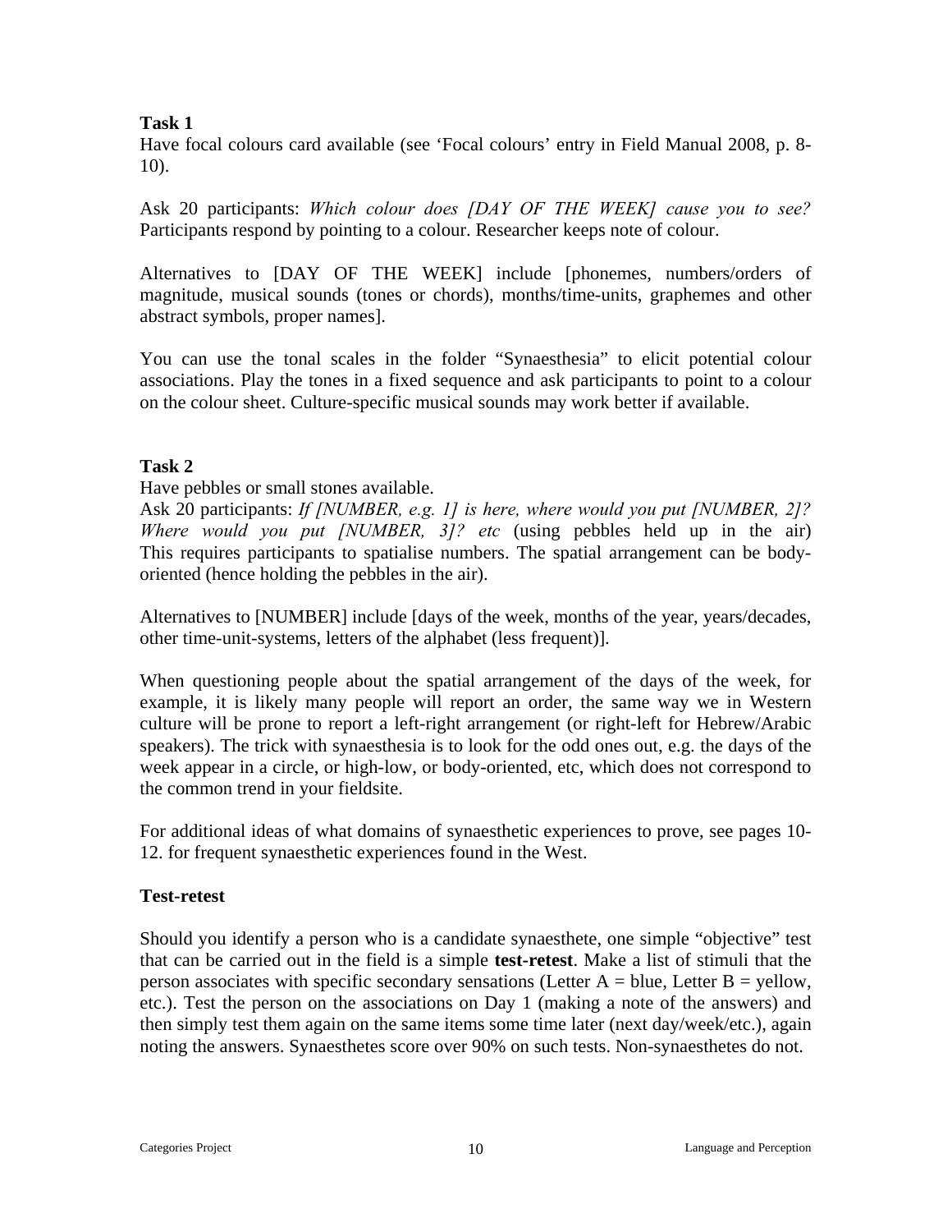**Task 1**

Have focal colours card available (see 'Focal colours' entry in Field Manual 2008, p. 8-10).

Ask 20 participants: *Which colour does [DAY OF THE WEEK] cause you to see?* Participants respond by pointing to a colour. Researcher keeps note of colour.

Alternatives to [DAY OF THE WEEK] include [phonemes, numbers/orders of magnitude, musical sounds (tones or chords), months/time-units, graphemes and other abstract symbols, proper names].

You can use the tonal scales in the folder "Synaesthesia" to elicit potential colour associations. Play the tones in a fixed sequence and ask participants to point to a colour on the colour sheet. Culture-specific musical sounds may work better if available.

**Task 2**

Have pebbles or small stones available.
Ask 20 participants: *If [NUMBER, e.g. 1] is here, where would you put [NUMBER, 2]? Where would you put [NUMBER, 3]? etc* (using pebbles held up in the air) This requires participants to spatialise numbers. The spatial arrangement can be body-oriented (hence holding the pebbles in the air).

Alternatives to [NUMBER] include [days of the week, months of the year, years/decades, other time-unit-systems, letters of the alphabet (less frequent)].

When questioning people about the spatial arrangement of the days of the week, for example, it is likely many people will report an order, the same way we in Western culture will be prone to report a left-right arrangement (or right-left for Hebrew/Arabic speakers). The trick with synaesthesia is to look for the odd ones out, e.g. the days of the week appear in a circle, or high-low, or body-oriented, etc, which does not correspond to the common trend in your fieldsite.

For additional ideas of what domains of synaesthetic experiences to prove, see pages 10-12. for frequent synaesthetic experiences found in the West.

**Test-retest**

Should you identify a person who is a candidate synaesthete, one simple "objective" test that can be carried out in the field is a simple **test-retest**. Make a list of stimuli that the person associates with specific secondary sensations (Letter A = blue, Letter B = yellow, etc.). Test the person on the associations on Day 1 (making a note of the answers) and then simply test them again on the same items some time later (next day/week/etc.), again noting the answers. Synaesthetes score over 90% on such tests. Non-synaesthetes do not.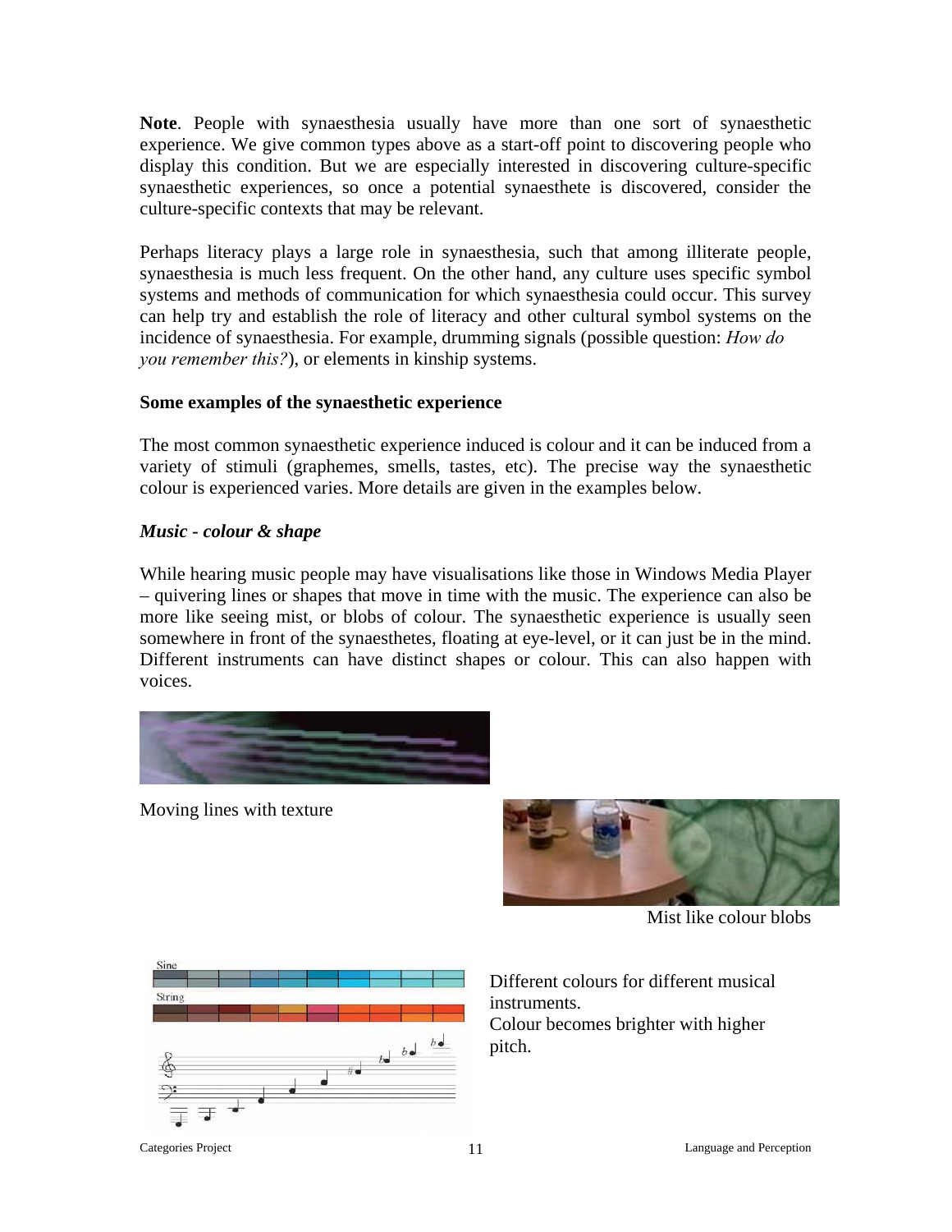**Note**. People with synaesthesia usually have more than one sort of synaesthetic experience. We give common types above as a start-off point to discovering people who display this condition. But we are especially interested in discovering culture-specific synaesthetic experiences, so once a potential synaesthete is discovered, consider the culture-specific contexts that may be relevant.

Perhaps literacy plays a large role in synaesthesia, such that among illiterate people, synaesthesia is much less frequent. On the other hand, any culture uses specific symbol systems and methods of communication for which synaesthesia could occur. This survey can help try and establish the role of literacy and other cultural symbol systems on the incidence of synaesthesia. For example, drumming signals (possible question: *How do you remember this?*), or elements in kinship systems.

**Some examples of the synaesthetic experience**

The most common synaesthetic experience induced is colour and it can be induced from a variety of stimuli (graphemes, smells, tastes, etc). The precise way the synaesthetic colour is experienced varies. More details are given in the examples below.

***Music - colour & shape***

While hearing music people may have visualisations like those in Windows Media Player – quivering lines or shapes that move in time with the music. The experience can also be more like seeing mist, or blobs of colour. The synaesthetic experience is usually seen somewhere in front of the synaesthetes, floating at eye-level, or it can just be in the mind. Different instruments can have distinct shapes or colour. This can also happen with voices.

Moving lines with texture

Mist like colour blobs

Different colours for different musical instruments.
Colour becomes brighter with higher pitch.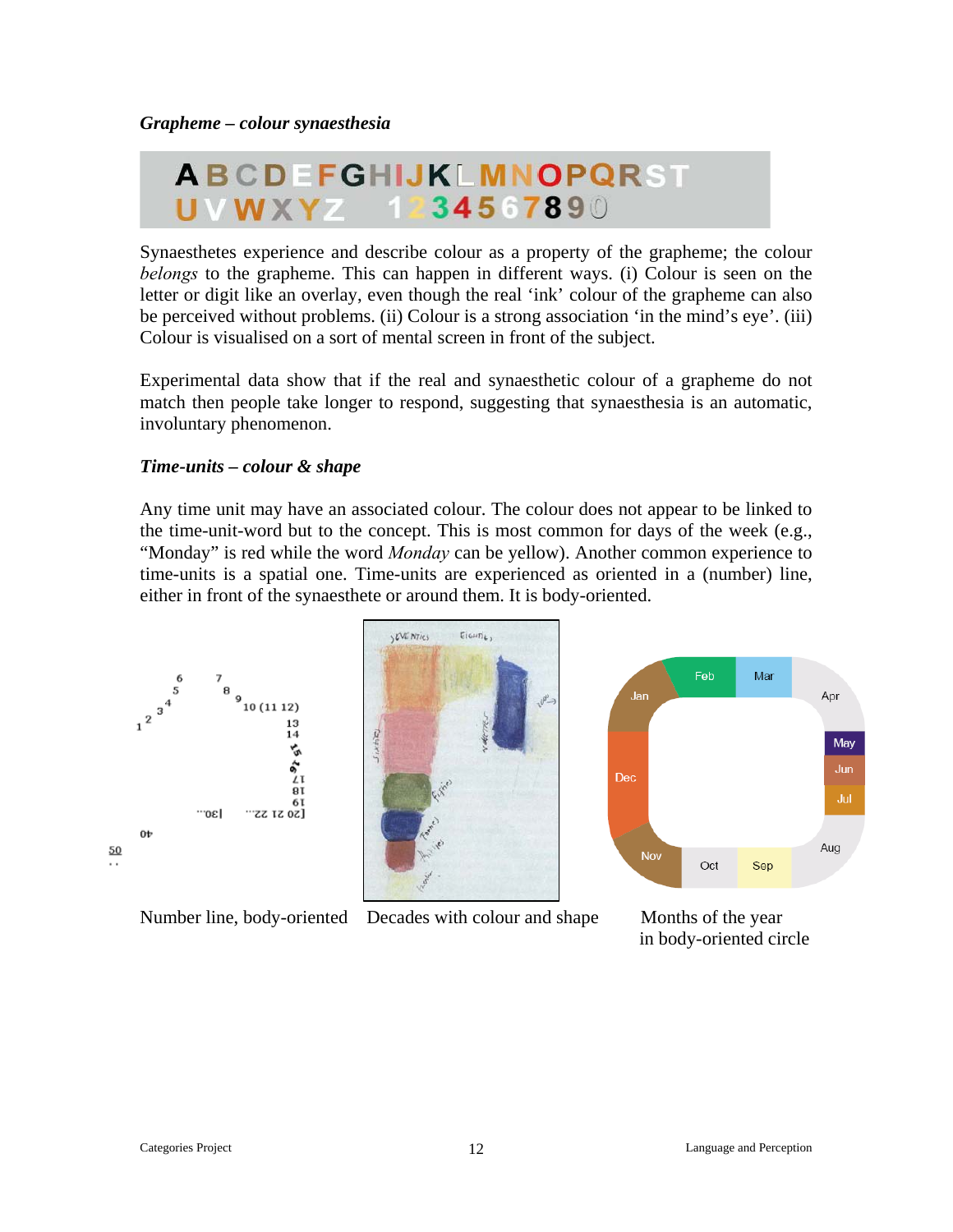### *Grapheme – colour synaesthesia*

ABCDEFGHIJKLMNOPQRST
UVWXYZ 1234567890

Synaesthetes experience and describe colour as a property of the grapheme; the colour *belongs* to the grapheme. This can happen in different ways. (i) Colour is seen on the letter or digit like an overlay, even though the real 'ink' colour of the grapheme can also be perceived without problems. (ii) Colour is a strong association 'in the mind's eye'. (iii) Colour is visualised on a sort of mental screen in front of the subject.

Experimental data show that if the real and synaesthetic colour of a grapheme do not match then people take longer to respond, suggesting that synaesthesia is an automatic, involuntary phenomenon.

### *Time-units – colour & shape*

Any time unit may have an associated colour. The colour does not appear to be linked to the time-unit-word but to the concept. This is most common for days of the week (e.g., "Monday" is red while the word *Monday* can be yellow). Another common experience to time-units is a spatial one. Time-units are experienced as oriented in a (number) line, either in front of the synaesthete or around them. It is body-oriented.

Number line, body-oriented

Decades with colour and shape

Months of the year in body-oriented circle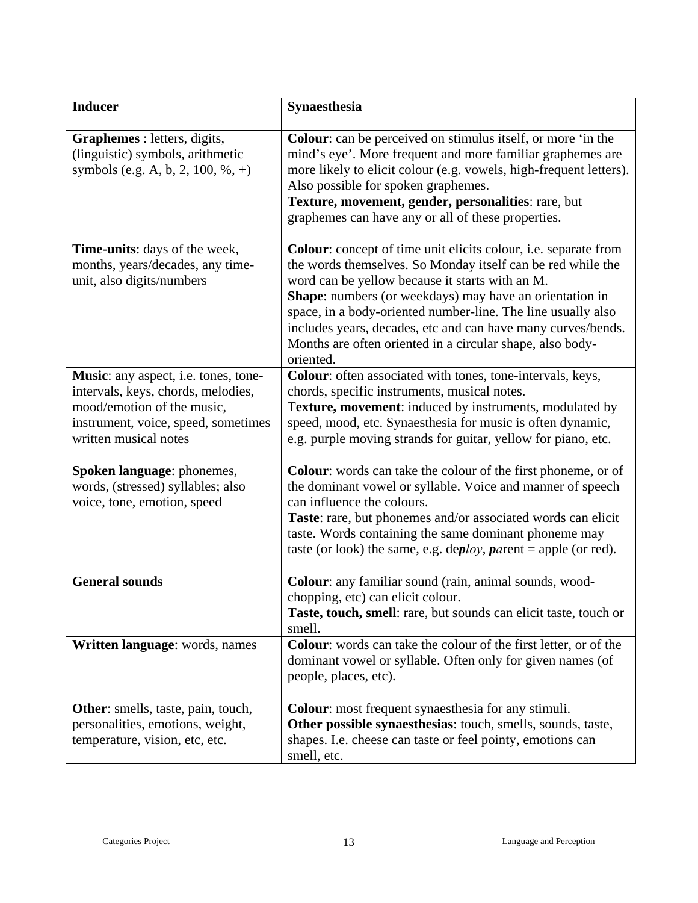| **Inducer** | **Synaesthesia** |
|---|---|
| **Graphemes** : letters, digits, (linguistic) symbols, arithmetic symbols (e.g. A, b, 2, 100, %, +) | **Colour**: can be perceived on stimulus itself, or more 'in the mind's eye'. More frequent and more familiar graphemes are more likely to elicit colour (e.g. vowels, high-frequent letters). Also possible for spoken graphemes. **Texture, movement, gender, personalities**: rare, but graphemes can have any or all of these properties. |
| **Time-units**: days of the week, months, years/decades, any time-unit, also digits/numbers | **Colour**: concept of time unit elicits colour, i.e. separate from the words themselves. So Monday itself can be red while the word can be yellow because it starts with an M. **Shape**: numbers (or weekdays) may have an orientation in space, in a body-oriented number-line. The line usually also includes years, decades, etc and can have many curves/bends. Months are often oriented in a circular shape, also body-oriented. |
| **Music**: any aspect, i.e. tones, tone-intervals, keys, chords, melodies, mood/emotion of the music, instrument, voice, speed, sometimes written musical notes | **Colour**: often associated with tones, tone-intervals, keys, chords, specific instruments, musical notes. T**exture, movement**: induced by instruments, modulated by speed, mood, etc. Synaesthesia for music is often dynamic, e.g. purple moving strands for guitar, yellow for piano, etc. |
| **Spoken language**: phonemes, words, (stressed) syllables; also voice, tone, emotion, speed | **Colour**: words can take the colour of the first phoneme, or of the dominant vowel or syllable. Voice and manner of speech can influence the colours. **Taste**: rare, but phonemes and/or associated words can elicit taste. Words containing the same dominant phoneme may taste (or look) the same, e.g. de***p****loy*, ***p****a*rent = apple (or red). |
| **General sounds** | **Colour**: any familiar sound (rain, animal sounds, wood-chopping, etc) can elicit colour. **Taste, touch, smell**: rare, but sounds can elicit taste, touch or smell. |
| **Written language**: words, names | **Colour**: words can take the colour of the first letter, or of the dominant vowel or syllable. Often only for given names (of people, places, etc). |
| **Other**: smells, taste, pain, touch, personalities, emotions, weight, temperature, vision, etc, etc. | **Colour**: most frequent synaesthesia for any stimuli. **Other possible synaesthesias**: touch, smells, sounds, taste, shapes. I.e. cheese can taste or feel pointy, emotions can smell, etc. |